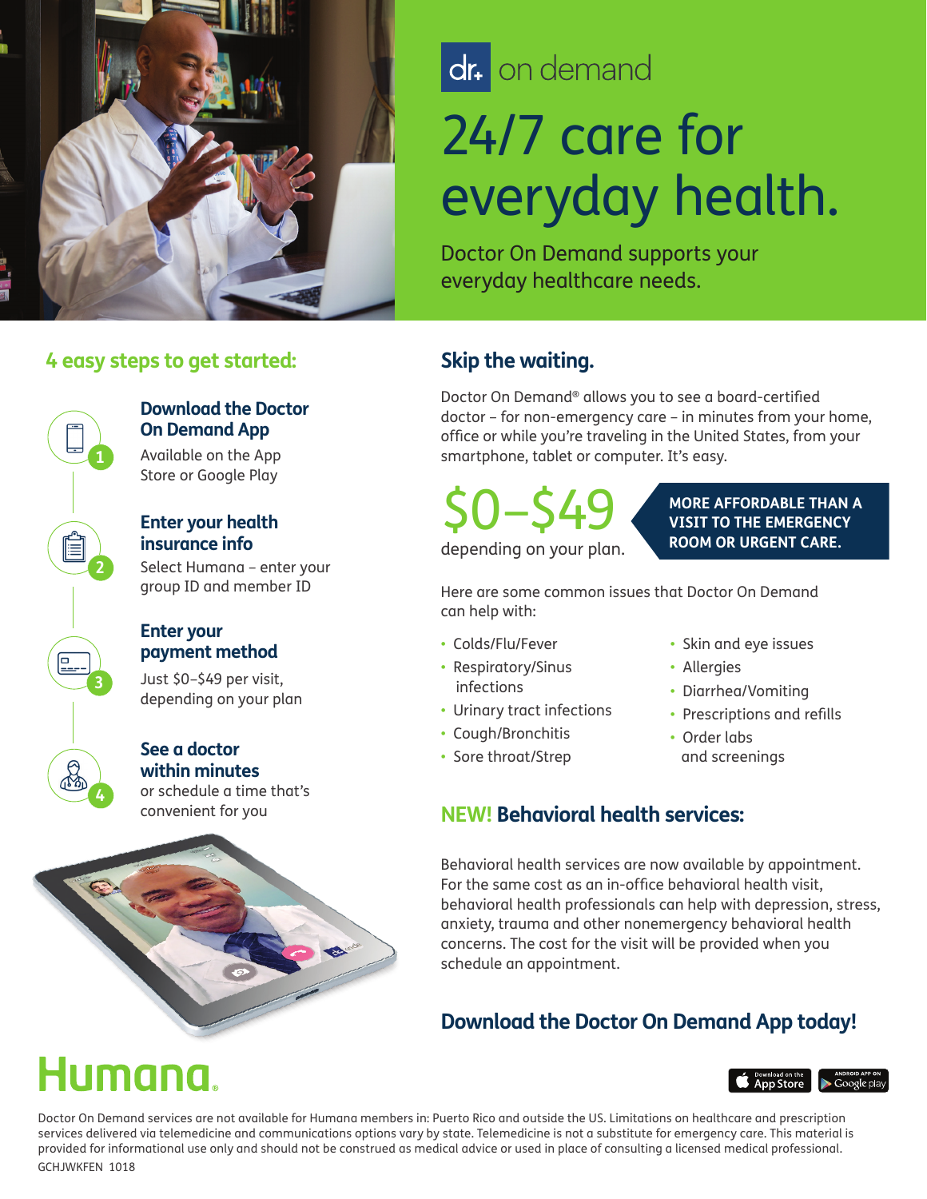dr+ on demand

# 24/7 care for everyday health.

Doctor On Demand supports your everyday healthcare needs.

## 4 easy steps to get started:

1. **Download the Doctor On Demand App**
   Available on the App Store or Google Play

2. **Enter your health insurance info**
   Select Humana – enter your group ID and member ID

3. **Enter your payment method**
   Just $0–$49 per visit, depending on your plan

4. **See a doctor within minutes**
   or schedule a time that's convenient for you

## Skip the waiting.

Doctor On Demand® allows you to see a board-certified doctor – for non-emergency care – in minutes from your home, office or while you're traveling in the United States, from your smartphone, tablet or computer. It's easy.

**$0–$49** depending on your plan.

**MORE AFFORDABLE THAN A VISIT TO THE EMERGENCY ROOM OR URGENT CARE.**

Here are some common issues that Doctor On Demand can help with:

- Colds/Flu/Fever
- Respiratory/Sinus infections
- Urinary tract infections
- Cough/Bronchitis
- Sore throat/Strep
- Skin and eye issues
- Allergies
- Diarrhea/Vomiting
- Prescriptions and refills
- Order labs and screenings

## NEW! Behavioral health services:

Behavioral health services are now available by appointment. For the same cost as an in-office behavioral health visit, behavioral health professionals can help with depression, stress, anxiety, trauma and other nonemergency behavioral health concerns. The cost for the visit will be provided when you schedule an appointment.

## Download the Doctor On Demand App today!

Download on the App Store | Android App on Google play

Humana.

Doctor On Demand services are not available for Humana members in: Puerto Rico and outside the US. Limitations on healthcare and prescription services delivered via telemedicine and communications options vary by state. Telemedicine is not a substitute for emergency care. This material is provided for informational use only and should not be construed as medical advice or used in place of consulting a licensed medical professional.

GCHJWKFEN 1018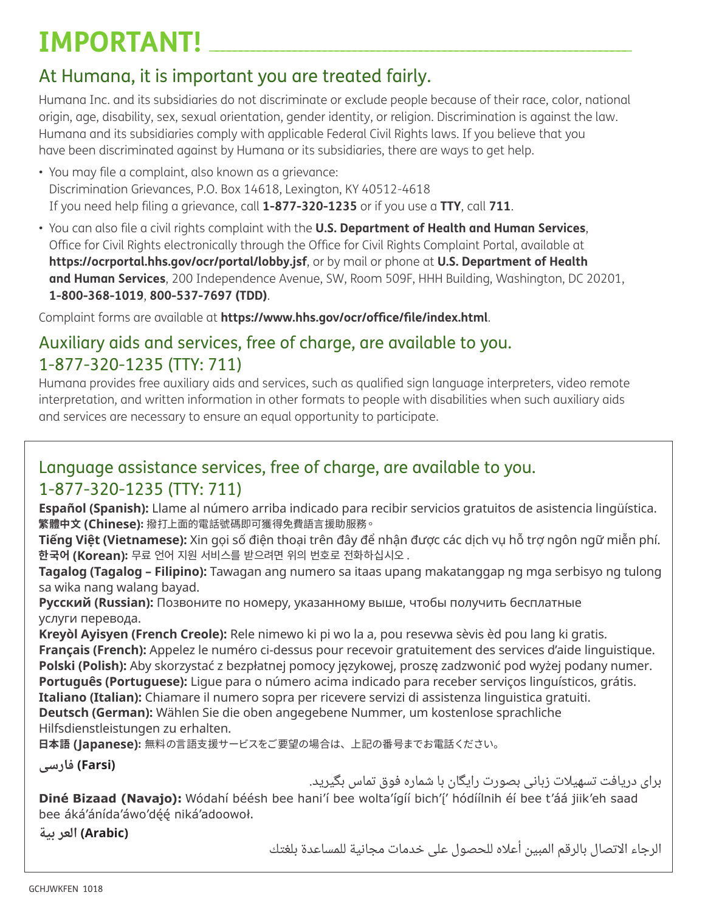# IMPORTANT!

## At Humana, it is important you are treated fairly.

Humana Inc. and its subsidiaries do not discriminate or exclude people because of their race, color, national origin, age, disability, sex, sexual orientation, gender identity, or religion. Discrimination is against the law. Humana and its subsidiaries comply with applicable Federal Civil Rights laws. If you believe that you have been discriminated against by Humana or its subsidiaries, there are ways to get help.

- You may file a complaint, also known as a grievance:
  Discrimination Grievances, P.O. Box 14618, Lexington, KY 40512-4618
  If you need help filing a grievance, call **1-877-320-1235** or if you use a **TTY**, call **711**.
- You can also file a civil rights complaint with the **U.S. Department of Health and Human Services**, Office for Civil Rights electronically through the Office for Civil Rights Complaint Portal, available at **https://ocrportal.hhs.gov/ocr/portal/lobby.jsf**, or by mail or phone at **U.S. Department of Health and Human Services**, 200 Independence Avenue, SW, Room 509F, HHH Building, Washington, DC 20201, **1-800-368-1019**, **800-537-7697 (TDD)**.

Complaint forms are available at **https://www.hhs.gov/ocr/office/file/index.html**.

## Auxiliary aids and services, free of charge, are available to you. 1-877-320-1235 (TTY: 711)

Humana provides free auxiliary aids and services, such as qualified sign language interpreters, video remote interpretation, and written information in other formats to people with disabilities when such auxiliary aids and services are necessary to ensure an equal opportunity to participate.

## Language assistance services, free of charge, are available to you. 1-877-320-1235 (TTY: 711)

**Español (Spanish):** Llame al número arriba indicado para recibir servicios gratuitos de asistencia lingüística.
**繁體中文 (Chinese):** 撥打上面的電話號碼即可獲得免費語言援助服務。
**Tiếng Việt (Vietnamese):** Xin gọi số điện thoại trên đây để nhận được các dịch vụ hỗ trợ ngôn ngữ miễn phí.
**한국어 (Korean):** 무료 언어 지원 서비스를 받으려면 위의 번호로 전화하십시오 .
**Tagalog (Tagalog – Filipino):** Tawagan ang numero sa itaas upang makatanggap ng mga serbisyo ng tulong sa wika nang walang bayad.
**Русский (Russian):** Позвоните по номеру, указанному выше, чтобы получить бесплатные услуги перевода.
**Kreyòl Ayisyen (French Creole):** Rele nimewo ki pi wo la a, pou resevwa sèvis èd pou lang ki gratis.
**Français (French):** Appelez le numéro ci-dessus pour recevoir gratuitement des services d'aide linguistique.
**Polski (Polish):** Aby skorzystać z bezpłatnej pomocy językowej, proszę zadzwonić pod wyżej podany numer.
**Português (Portuguese):** Ligue para o número acima indicado para receber serviços linguísticos, grátis.
**Italiano (Italian):** Chiamare il numero sopra per ricevere servizi di assistenza linguistica gratuiti.
**Deutsch (German):** Wählen Sie die oben angegebene Nummer, um kostenlose sprachliche Hilfsdienstleistungen zu erhalten.
**日本語 (Japanese):** 無料の言語支援サービスをご要望の場合は、上記の番号までお電話ください。

**فارسی (Farsi)**

برای دریافت تسهیلات زبانی بصورت رایگان با شماره فوق تماس بگیرید.

**Diné Bizaad (Navajo):** Wódahí béésh bee hani'í bee wolta'ígíí bich'į' hódíílnih éí bee t'áá jiik'eh saad bee áká'ánída'áwo'dę́ę́ niká'adoowoł.

**العر بية (Arabic)**

الرجاء الاتصال بالرقم المبين أعلاه للحصول على خدمات مجانية للمساعدة بلغتك

GCHJWKFEN 1018